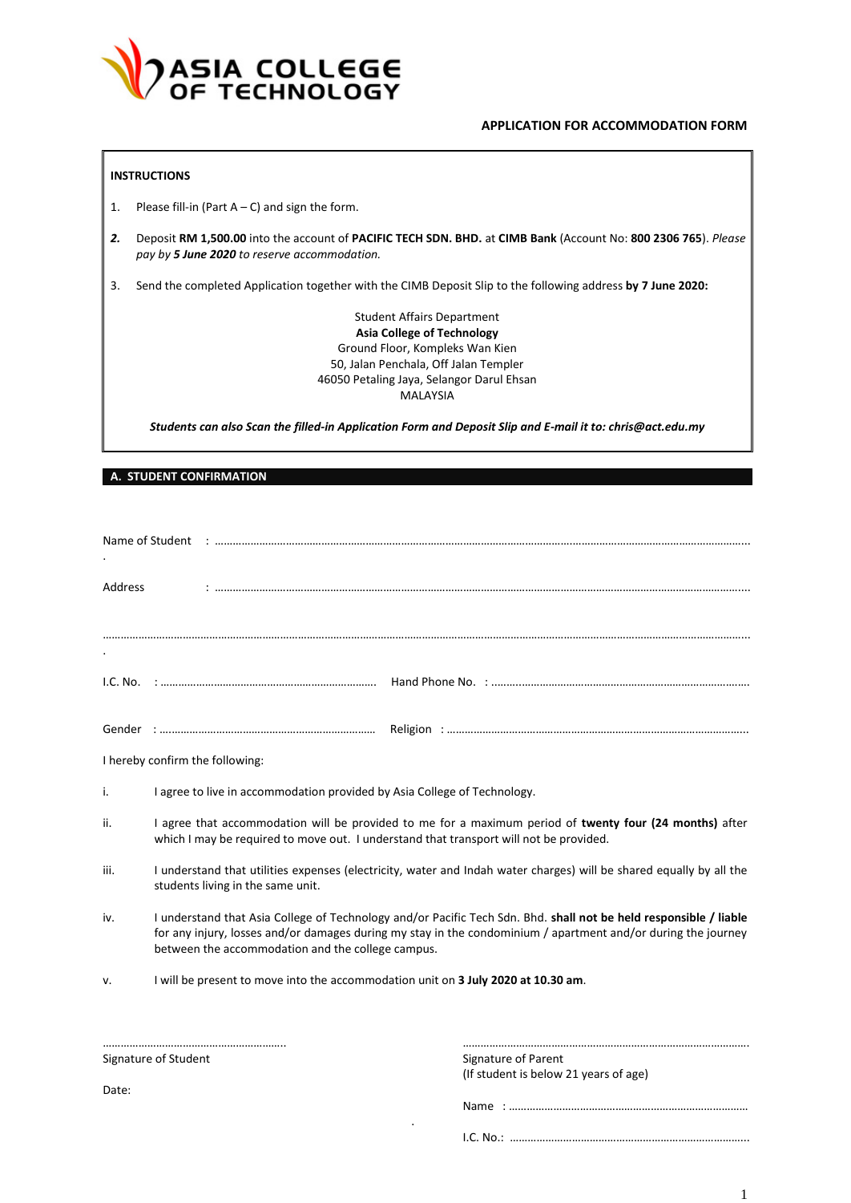# ASIA COLLEGE OF TECHNOLOGY

**APPLICATION FOR ACCOMMODATION FORM**

**INSTRUCTIONS**

1. Please fill-in (Part A – C) and sign the form.
2. Deposit **RM 1,500.00** into the account of **PACIFIC TECH SDN. BHD.** at **CIMB Bank** (Account No: **800 2306 765**). *Please pay by **5 June 2020** to reserve accommodation.*
3. Send the completed Application together with the CIMB Deposit Slip to the following address **by 7 June 2020:**

Student Affairs Department
**Asia College of Technology**
Ground Floor, Kompleks Wan Kien
50, Jalan Penchala, Off Jalan Templer
46050 Petaling Jaya, Selangor Darul Ehsan
MALAYSIA

***Students can also Scan the filled-in Application Form and Deposit Slip and E-mail it to: chris@act.edu.my***

## A. STUDENT CONFIRMATION

Name of Student : ……………………………………………………………………………………………………………

Address : ……………………………………………………………………………………………………………

……………………………………………………………………………………………………………………………

I.C. No. : ………………………………………………… Hand Phone No. : ……………………………………………

Gender : ………………………………………………… Religion : ……………………………………………………

I hereby confirm the following:

i. I agree to live in accommodation provided by Asia College of Technology.

ii. I agree that accommodation will be provided to me for a maximum period of **twenty four (24 months)** after which I may be required to move out. I understand that transport will not be provided.

iii. I understand that utilities expenses (electricity, water and Indah water charges) will be shared equally by all the students living in the same unit.

iv. I understand that Asia College of Technology and/or Pacific Tech Sdn. Bhd. **shall not be held responsible / liable** for any injury, losses and/or damages during my stay in the condominium / apartment and/or during the journey between the accommodation and the college campus.

v. I will be present to move into the accommodation unit on **3 July 2020 at 10.30 am**.

……………………………………………………
Signature of Student

Date:

……………………………………………………
Signature of Parent
(If student is below 21 years of age)

Name : ……………………………………………………

I.C. No.: ……………………………………………………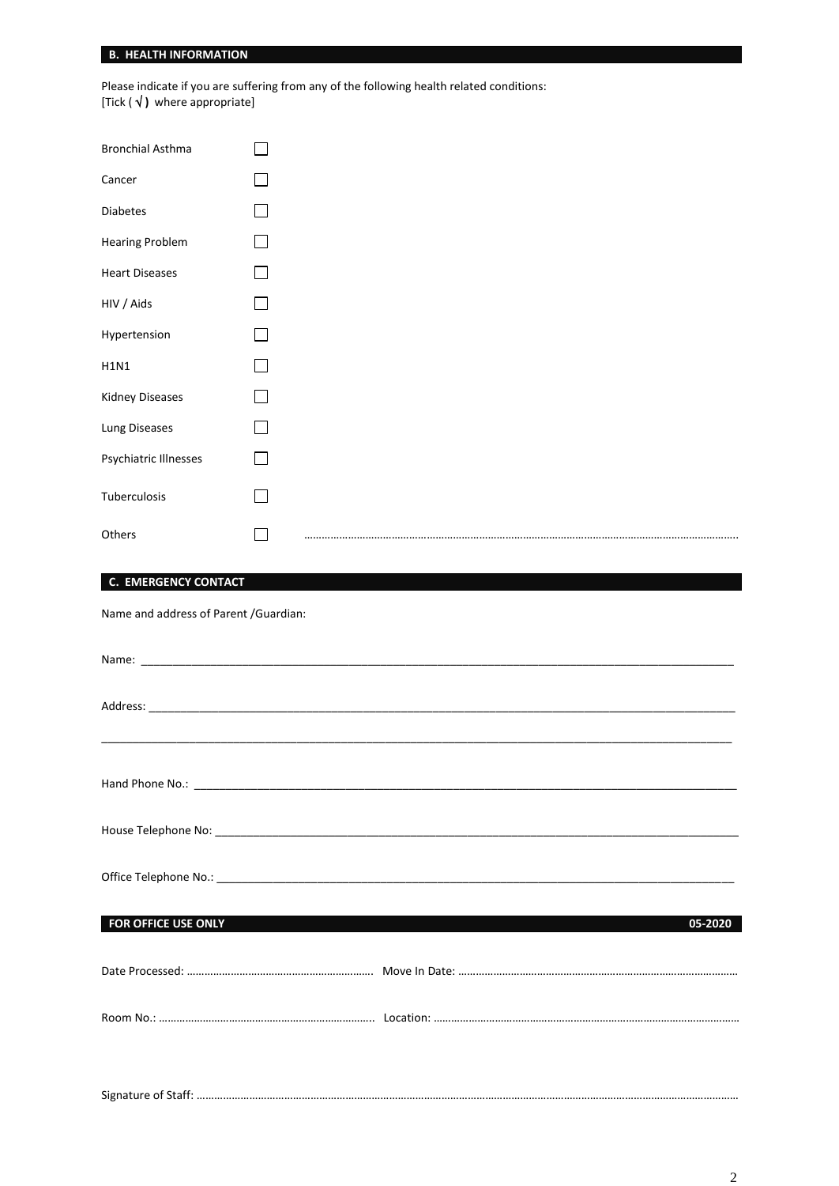## B. HEALTH INFORMATION

Please indicate if you are suffering from any of the following health related conditions:
[Tick ( √ ) where appropriate]

- Bronchial Asthma ☐
- Cancer ☐
- Diabetes ☐
- Hearing Problem ☐
- Heart Diseases ☐
- HIV / Aids ☐
- Hypertension ☐
- H1N1 ☐
- Kidney Diseases ☐
- Lung Diseases ☐
- Psychiatric Illnesses ☐
- Tuberculosis ☐
- Others ☐ ……………………………………………………………………………………………………………………

## C. EMERGENCY CONTACT

Name and address of Parent /Guardian:

Name: ____________________________________________________________________________________________

Address: __________________________________________________________________________________________

___________________________________________________________________________________________________

Hand Phone No.: ____________________________________________________________________________________

House Telephone No: ________________________________________________________________________________

Office Telephone No.: _______________________________________________________________________________

## FOR OFFICE USE ONLY 05-2020

Date Processed: ……………………………………………………… Move In Date: ………………………………………………………………………………

Room No.: ………………………………………………………………… Location: ………………………………………………………………………………………

Signature of Staff: ………………………………………………………………………………………………………………………………………………